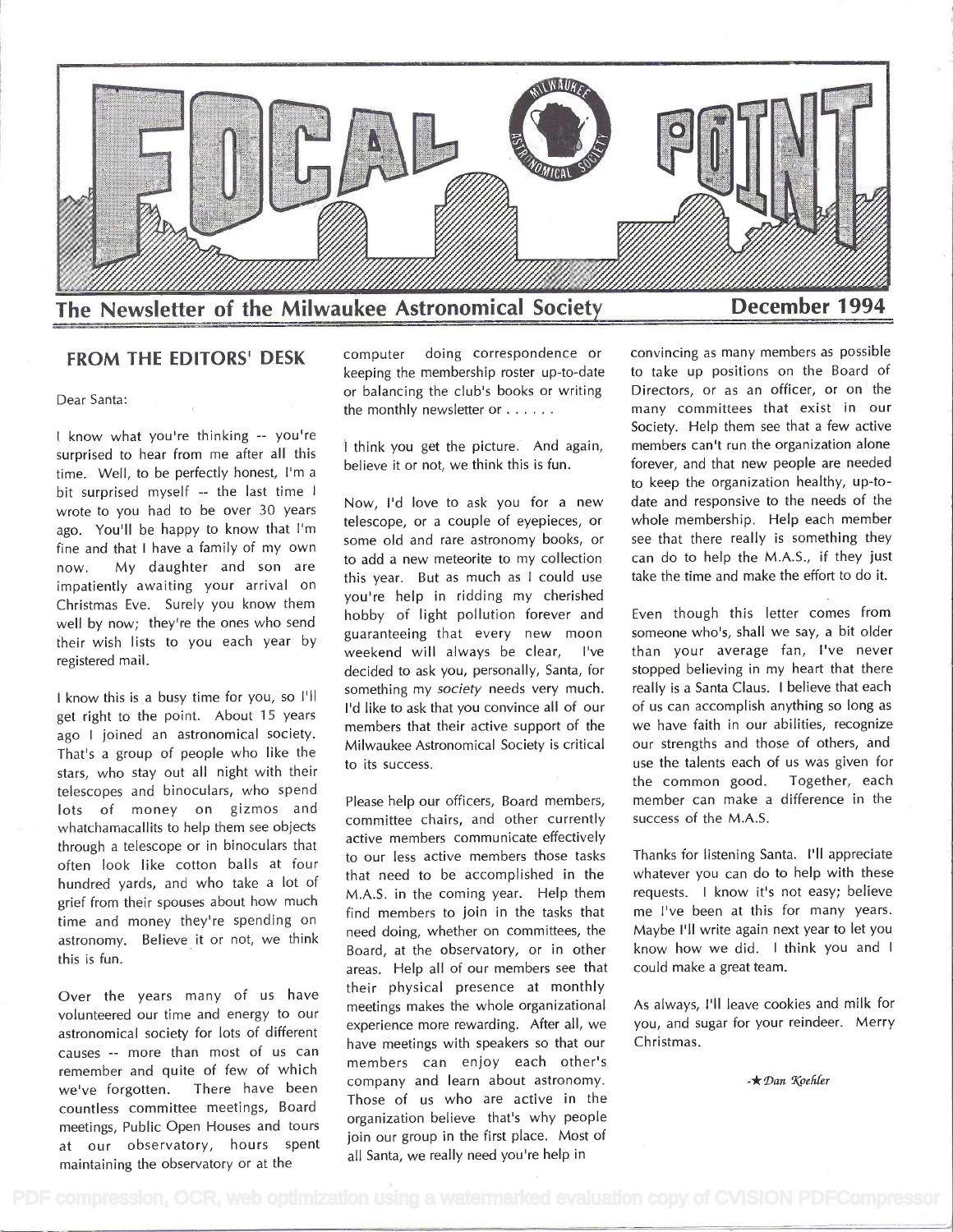# FOCAL POINT

**The Newsletter of the Milwaukee Astronomical Society** — **December 1994**

## FROM THE EDITORS' DESK

Dear Santa:

I know what you're thinking -- you're surprised to hear from me after all this time. Well, to be perfectly honest, I'm a bit surprised myself -- the last time I wrote to you had to be over 30 years ago. You'll be happy to know that I'm fine and that I have a family of my own now. My daughter and son are impatiently awaiting your arrival on Christmas Eve. Surely you know them well by now; they're the ones who send their wish lists to you each year by registered mail.

I know this is a busy time for you, so I'll get right to the point. About 15 years ago I joined an astronomical society. That's a group of people who like the stars, who stay out all night with their telescopes and binoculars, who spend lots of money on gizmos and whatchamacallits to help them see objects through a telescope or in binoculars that often look like cotton balls at four hundred yards, and who take a lot of grief from their spouses about how much time and money they're spending on astronomy. Believe it or not, we think this is fun.

Over the years many of us have volunteered our time and energy to our astronomical society for lots of different causes -- more than most of us can remember and quite of few of which we've forgotten. There have been countless committee meetings, Board meetings, Public Open Houses and tours at our observatory, hours spent maintaining the observatory or at the computer doing correspondence or keeping the membership roster up-to-date or balancing the club's books or writing the monthly newsletter or . . . . . .

I think you get the picture. And again, believe it or not, we think this is fun.

Now, I'd love to ask you for a new telescope, or a couple of eyepieces, or some old and rare astronomy books, or to add a new meteorite to my collection this year. But as much as I could use you're help in ridding my cherished hobby of light pollution forever and guaranteeing that every new moon weekend will always be clear, I've decided to ask you, personally, Santa, for something my *society* needs very much. I'd like to ask that you convince all of our members that their active support of the Milwaukee Astronomical Society is critical to its success.

Please help our officers, Board members, committee chairs, and other currently active members communicate effectively to our less active members those tasks that need to be accomplished in the M.A.S. in the coming year. Help them find members to join in the tasks that need doing, whether on committees, the Board, at the observatory, or in other areas. Help all of our members see that their physical presence at monthly meetings makes the whole organizational experience more rewarding. After all, we have meetings with speakers so that our members can enjoy each other's company and learn about astronomy. Those of us who are active in the organization believe that's why people join our group in the first place. Most of all Santa, we really need you're help in convincing as many members as possible to take up positions on the Board of Directors, or as an officer, or on the many committees that exist in our Society. Help them see that a few active members can't run the organization alone forever, and that new people are needed to keep the organization healthy, up-to-date and responsive to the needs of the whole membership. Help each member see that there really is something they can do to help the M.A.S., if they just take the time and make the effort to do it.

Even though this letter comes from someone who's, shall we say, a bit older than your average fan, I've never stopped believing in my heart that there really is a Santa Claus. I believe that each of us can accomplish anything so long as we have faith in our abilities, recognize our strengths and those of others, and use the talents each of us was given for the common good. Together, each member can make a difference in the success of the M.A.S.

Thanks for listening Santa. I'll appreciate whatever you can do to help with these requests. I know it's not easy; believe me I've been at this for many years. Maybe I'll write again next year to let you know how we did. I think you and I could make a great team.

As always, I'll leave cookies and milk for you, and sugar for your reindeer. Merry Christmas.

-★ *Dan Koehler*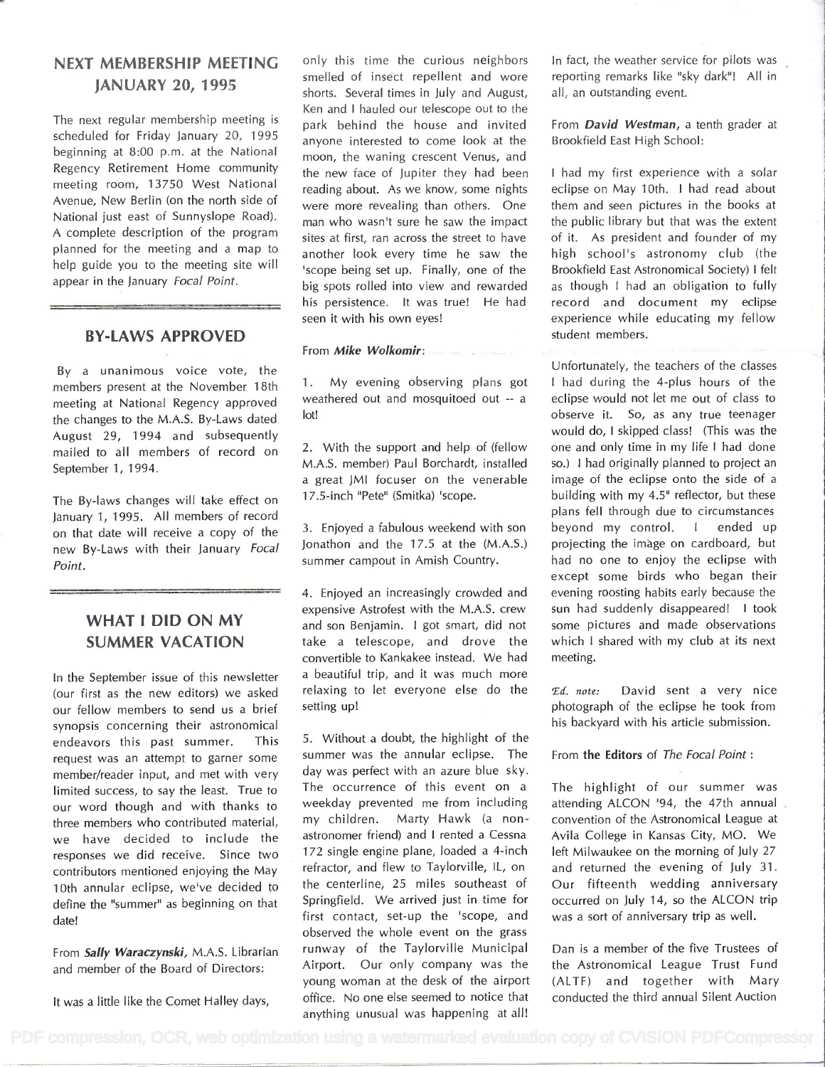## NEXT MEMBERSHIP MEETING JANUARY 20, 1995

The next regular membership meeting is scheduled for Friday January 20, 1995 beginning at 8:00 p.m. at the National Regency Retirement Home community meeting room, 13750 West National Avenue, New Berlin (on the north side of National just east of Sunnyslope Road). A complete description of the program planned for the meeting and a map to help guide you to the meeting site will appear in the January *Focal Point*.

## BY-LAWS APPROVED

By a unanimous voice vote, the members present at the November 18th meeting at National Regency approved the changes to the M.A.S. By-Laws dated August 29, 1994 and subsequently mailed to all members of record on September 1, 1994.

The By-laws changes will take effect on January 1, 1995. All members of record on that date will receive a copy of the new By-Laws with their January *Focal Point*.

## WHAT I DID ON MY SUMMER VACATION

In the September issue of this newsletter (our first as the new editors) we asked our fellow members to send us a brief synopsis concerning their astronomical endeavors this past summer. This request was an attempt to garner some member/reader input, and met with very limited success, to say the least. True to our word though and with thanks to three members who contributed material, we have decided to include the responses we did receive. Since two contributors mentioned enjoying the May 10th annular eclipse, we've decided to define the "summer" as beginning on that date!

From ***Sally Waraczynski***, M.A.S. Librarian and member of the Board of Directors:

It was a little like the Comet Halley days, only this time the curious neighbors smelled of insect repellent and wore shorts. Several times in July and August, Ken and I hauled our telescope out to the park behind the house and invited anyone interested to come look at the moon, the waning crescent Venus, and the new face of Jupiter they had been reading about. As we know, some nights were more revealing than others. One man who wasn't sure he saw the impact sites at first, ran across the street to have another look every time he saw the 'scope being set up. Finally, one of the big spots rolled into view and rewarded his persistence. It was true! He had seen it with his own eyes!

From ***Mike Wolkomir***:

1. My evening observing plans got weathered out and mosquitoed out -- a lot!

2. With the support and help of (fellow M.A.S. member) Paul Borchardt, installed a great JMI focuser on the venerable 17.5-inch "Pete" (Smitka) 'scope.

3. Enjoyed a fabulous weekend with son Jonathon and the 17.5 at the (M.A.S.) summer campout in Amish Country.

4. Enjoyed an increasingly crowded and expensive Astrofest with the M.A.S. crew and son Benjamin. I got smart, did not take a telescope, and drove the convertible to Kankakee instead. We had a beautiful trip, and it was much more relaxing to let everyone else do the setting up!

5. Without a doubt, the highlight of the summer was the annular eclipse. The day was perfect with an azure blue sky. The occurrence of this event on a weekday prevented me from including my children. Marty Hawk (a non-astronomer friend) and I rented a Cessna 172 single engine plane, loaded a 4-inch refractor, and flew to Taylorville, IL, on the centerline, 25 miles southeast of Springfield. We arrived just in time for first contact, set-up the 'scope, and observed the whole event on the grass runway of the Taylorville Municipal Airport. Our only company was the young woman at the desk of the airport office. No one else seemed to notice that anything unusual was happening at all! In fact, the weather service for pilots was reporting remarks like "sky dark"! All in all, an outstanding event.

From ***David Westman***, a tenth grader at Brookfield East High School:

I had my first experience with a solar eclipse on May 10th. I had read about them and seen pictures in the books at the public library but that was the extent of it. As president and founder of my high school's astronomy club (the Brookfield East Astronomical Society) I felt as though I had an obligation to fully record and document my eclipse experience while educating my fellow student members.

Unfortunately, the teachers of the classes I had during the 4-plus hours of the eclipse would not let me out of class to observe it. So, as any true teenager would do, I skipped class! (This was the one and only time in my life I had done so.) I had originally planned to project an image of the eclipse onto the side of a building with my 4.5" reflector, but these plans fell through due to circumstances beyond my control. I ended up projecting the image on cardboard, but had no one to enjoy the eclipse with except some birds who began their evening roosting habits early because the sun had suddenly disappeared! I took some pictures and made observations which I shared with my club at its next meeting.

*Ed. note:* David sent a very nice photograph of the eclipse he took from his backyard with his article submission.

From **the Editors** of *The Focal Point* :

The highlight of our summer was attending ALCON '94, the 47th annual convention of the Astronomical League at Avila College in Kansas City, MO. We left Milwaukee on the morning of July 27 and returned the evening of July 31. Our fifteenth wedding anniversary occurred on July 14, so the ALCON trip was a sort of anniversary trip as well.

Dan is a member of the five Trustees of the Astronomical League Trust Fund (ALTF) and together with Mary conducted the third annual Silent Auction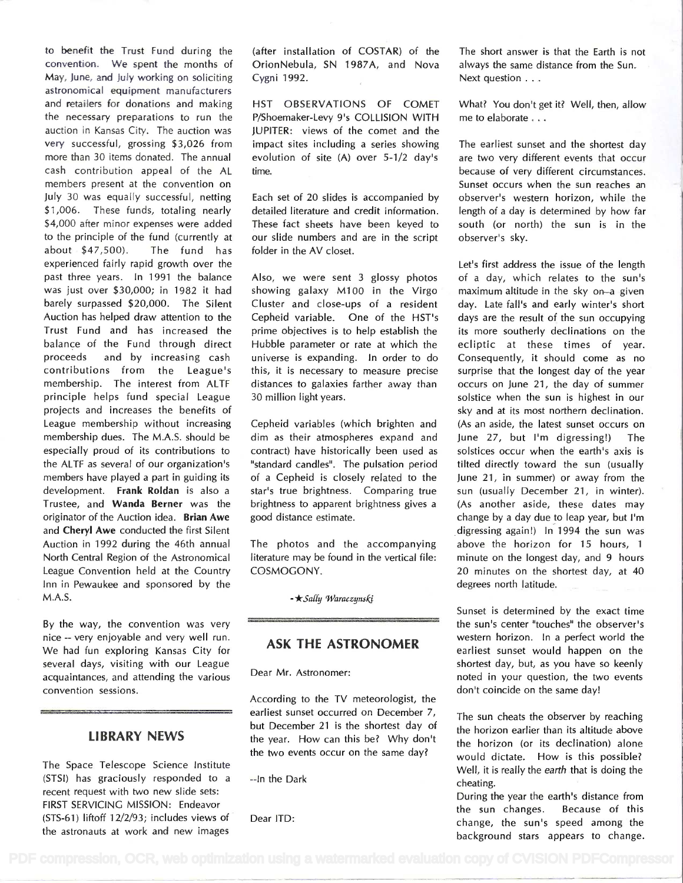to benefit the Trust Fund during the convention. We spent the months of May, June, and July working on soliciting astronomical equipment manufacturers and retailers for donations and making the necessary preparations to run the auction in Kansas City. The auction was very successful, grossing $3,026 from more than 30 items donated. The annual cash contribution appeal of the AL members present at the convention on July 30 was equally successful, netting $1,006. These funds, totaling nearly $4,000 after minor expenses were added to the principle of the fund (currently at about $47,500). The fund has experienced fairly rapid growth over the past three years. In 1991 the balance was just over $30,000; in 1982 it had barely surpassed $20,000. The Silent Auction has helped draw attention to the Trust Fund and has increased the balance of the Fund through direct proceeds and by increasing cash contributions from the League's membership. The interest from ALTF principle helps fund special League projects and increases the benefits of League membership without increasing membership dues. The M.A.S. should be especially proud of its contributions to the ALTF as several of our organization's members have played a part in guiding its development. **Frank Roldan** is also a Trustee, and **Wanda Berner** was the originator of the Auction idea. **Brian Awe** and **Cheryl Awe** conducted the first Silent Auction in 1992 during the 46th annual North Central Region of the Astronomical League Convention held at the Country Inn in Pewaukee and sponsored by the M.A.S.

By the way, the convention was very nice -- very enjoyable and very well run. We had fun exploring Kansas City for several days, visiting with our League acquaintances, and attending the various convention sessions.

## LIBRARY NEWS

The Space Telescope Science Institute (STSI) has graciously responded to a recent request with two new slide sets:

FIRST SERVICING MISSION: Endeavor (STS-61) liftoff 12/2/93; includes views of the astronauts at work and new images (after installation of COSTAR) of the OrionNebula, SN 1987A, and Nova Cygni 1992.

HST OBSERVATIONS OF COMET P/Shoemaker-Levy 9's COLLISION WITH JUPITER: views of the comet and the impact sites including a series showing evolution of site (A) over 5-1/2 day's time.

Each set of 20 slides is accompanied by detailed literature and credit information. These fact sheets have been keyed to our slide numbers and are in the script folder in the AV closet.

Also, we were sent 3 glossy photos showing galaxy M100 in the Virgo Cluster and close-ups of a resident Cepheid variable. One of the HST's prime objectives is to help establish the Hubble parameter or rate at which the universe is expanding. In order to do this, it is necessary to measure precise distances to galaxies farther away than 30 million light years.

Cepheid variables (which brighten and dim as their atmospheres expand and contract) have historically been used as "standard candles". The pulsation period of a Cepheid is closely related to the star's true brightness. Comparing true brightness to apparent brightness gives a good distance estimate.

The photos and the accompanying literature may be found in the vertical file: COSMOGONY.

-★*Sally Waraczynski*

## ASK THE ASTRONOMER

Dear Mr. Astronomer:

According to the TV meteorologist, the earliest sunset occurred on December 7, but December 21 is the shortest day of the year. How can this be? Why don't the two events occur on the same day?

--In the Dark

Dear ITD:

The short answer is that the Earth is not always the same distance from the Sun. Next question . . .

What? You don't get it? Well, then, allow me to elaborate . . .

The earliest sunset and the shortest day are two very different events that occur because of very different circumstances. Sunset occurs when the sun reaches an observer's western horizon, while the length of a day is determined by how far south (or north) the sun is in the observer's sky.

Let's first address the issue of the length of a day, which relates to the sun's maximum altitude in the sky on a given day. Late fall's and early winter's short days are the result of the sun occupying its more southerly declinations on the ecliptic at these times of year. Consequently, it should come as no surprise that the longest day of the year occurs on June 21, the day of summer solstice when the sun is highest in our sky and at its most northern declination. (As an aside, the latest sunset occurs on June 27, but I'm digressing!) The solstices occur when the earth's axis is tilted directly toward the sun (usually June 21, in summer) or away from the sun (usually December 21, in winter). (As another aside, these dates may change by a day due to leap year, but I'm digressing again!) In 1994 the sun was above the horizon for 15 hours, 1 minute on the longest day, and 9 hours 20 minutes on the shortest day, at 40 degrees north latitude.

Sunset is determined by the exact time the sun's center "touches" the observer's western horizon. In a perfect world the earliest sunset would happen on the shortest day, but, as you have so keenly noted in your question, the two events don't coincide on the same day!

The sun cheats the observer by reaching the horizon earlier than its altitude above the horizon (or its declination) alone would dictate. How is this possible? Well, it is really the *earth* that is doing the cheating.

During the year the earth's distance from the sun changes. Because of this change, the sun's speed among the background stars appears to change.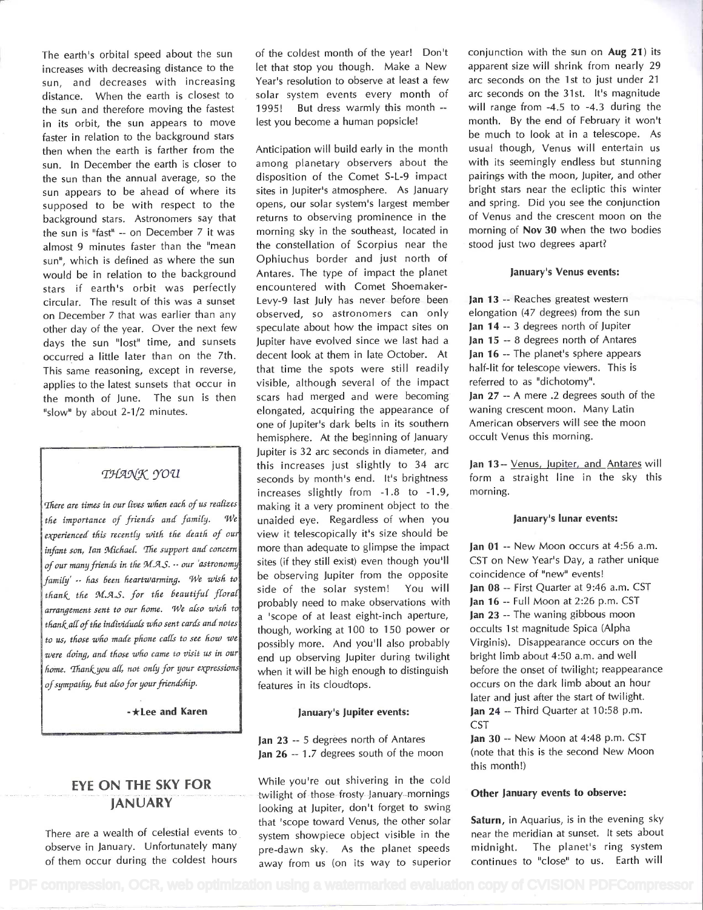The earth's orbital speed about the sun increases with decreasing distance to the sun, and decreases with increasing distance. When the earth is closest to the sun and therefore moving the fastest in its orbit, the sun appears to move faster in relation to the background stars then when the earth is farther from the sun. In December the earth is closer to the sun than the annual average, so the sun appears to be ahead of where its supposed to be with respect to the background stars. Astronomers say that the sun is "fast" -- on December 7 it was almost 9 minutes faster than the "mean sun", which is defined as where the sun would be in relation to the background stars if earth's orbit was perfectly circular. The result of this was a sunset on December 7 that was earlier than any other day of the year. Over the next few days the sun "lost" time, and sunsets occurred a little later than on the 7th. This same reasoning, except in reverse, applies to the latest sunsets that occur in the month of June. The sun is then "slow" by about 2-1/2 minutes.

> ### *THANK YOU*
>
> *There are times in our lives when each of us realizes the importance of friends and family. We experienced this recently with the death of our infant son, Ian Michael. The support and concern of our many friends in the M.A.S. -- our 'astronomy family' -- has been heartwarming. We wish to thank the M.A.S. for the beautiful floral arrangement sent to our home. We also wish to thank all of the individuals who sent cards and notes to us, those who made phone calls to see how we were doing, and those who came to visit us in our home. Thank you all, not only for your expressions of sympathy, but also for your friendship.*
>
> **-★Lee and Karen**

## EYE ON THE SKY FOR JANUARY

There are a wealth of celestial events to observe in January. Unfortunately many of them occur during the coldest hours of the coldest month of the year! Don't let that stop you though. Make a New Year's resolution to observe at least a few solar system events every month of 1995! But dress warmly this month -- lest you become a human popsicle!

Anticipation will build early in the month among planetary observers about the disposition of the Comet S-L-9 impact sites in Jupiter's atmosphere. As January opens, our solar system's largest member returns to observing prominence in the morning sky in the southeast, located in the constellation of Scorpius near the Ophiuchus border and just north of Antares. The type of impact the planet encountered with Comet Shoemaker-Levy-9 last July has never before been observed, so astronomers can only speculate about how the impact sites on Jupiter have evolved since we last had a decent look at them in late October. At that time the spots were still readily visible, although several of the impact scars had merged and were becoming elongated, acquiring the appearance of one of Jupiter's dark belts in its southern hemisphere. At the beginning of January Jupiter is 32 arc seconds in diameter, and this increases just slightly to 34 arc seconds by month's end. It's brightness increases slightly from -1.8 to -1.9, making it a very prominent object to the unaided eye. Regardless of when you view it telescopically it's size should be more than adequate to glimpse the impact sites (if they still exist) even though you'll be observing Jupiter from the opposite side of the solar system! You will probably need to make observations with a 'scope of at least eight-inch aperture, though, working at 100 to 150 power or possibly more. And you'll also probably end up observing Jupiter during twilight when it will be high enough to distinguish features in its cloudtops.

#### January's Jupiter events:

**Jan 23** -- 5 degrees north of Antares
**Jan 26** -- 1.7 degrees south of the moon

While you're out shivering in the cold twilight of those frosty January mornings looking at Jupiter, don't forget to swing that 'scope toward Venus, the other solar system showpiece object visible in the pre-dawn sky. As the planet speeds away from us (on its way to superior conjunction with the sun on **Aug 21**) its apparent size will shrink from nearly 29 arc seconds on the 1st to just under 21 arc seconds on the 31st. It's magnitude will range from -4.5 to -4.3 during the month. By the end of February it won't be much to look at in a telescope. As usual though, Venus will entertain us with its seemingly endless but stunning pairings with the moon, Jupiter, and other bright stars near the ecliptic this winter and spring. Did you see the conjunction of Venus and the crescent moon on the morning of **Nov 30** when the two bodies stood just two degrees apart?

#### January's Venus events:

**Jan 13** -- Reaches greatest western elongation (47 degrees) from the sun
**Jan 14** -- 3 degrees north of Jupiter
**Jan 15** -- 8 degrees north of Antares
**Jan 16** -- The planet's sphere appears half-lit for telescope viewers. This is referred to as "dichotomy".
**Jan 27** -- A mere .2 degrees south of the waning crescent moon. Many Latin American observers will see the moon occult Venus this morning.

**Jan 13**-- Venus, Jupiter, and Antares will form a straight line in the sky this morning.

#### January's lunar events:

**Jan 01** -- New Moon occurs at 4:56 a.m. CST on New Year's Day, a rather unique coincidence of "new" events!
**Jan 08** -- First Quarter at 9:46 a.m. CST
**Jan 16** -- Full Moon at 2:26 p.m. CST
**Jan 23** -- The waning gibbous moon occults 1st magnitude Spica (Alpha Virginis). Disappearance occurs on the bright limb about 4:50 a.m. and well before the onset of twilight; reappearance occurs on the dark limb about an hour later and just after the start of twilight.
**Jan 24** -- Third Quarter at 10:58 p.m. CST
**Jan 30** -- New Moon at 4:48 p.m. CST (note that this is the second New Moon this month!)

#### Other January events to observe:

**Saturn**, in Aquarius, is in the evening sky near the meridian at sunset. It sets about midnight. The planet's ring system continues to "close" to us. Earth will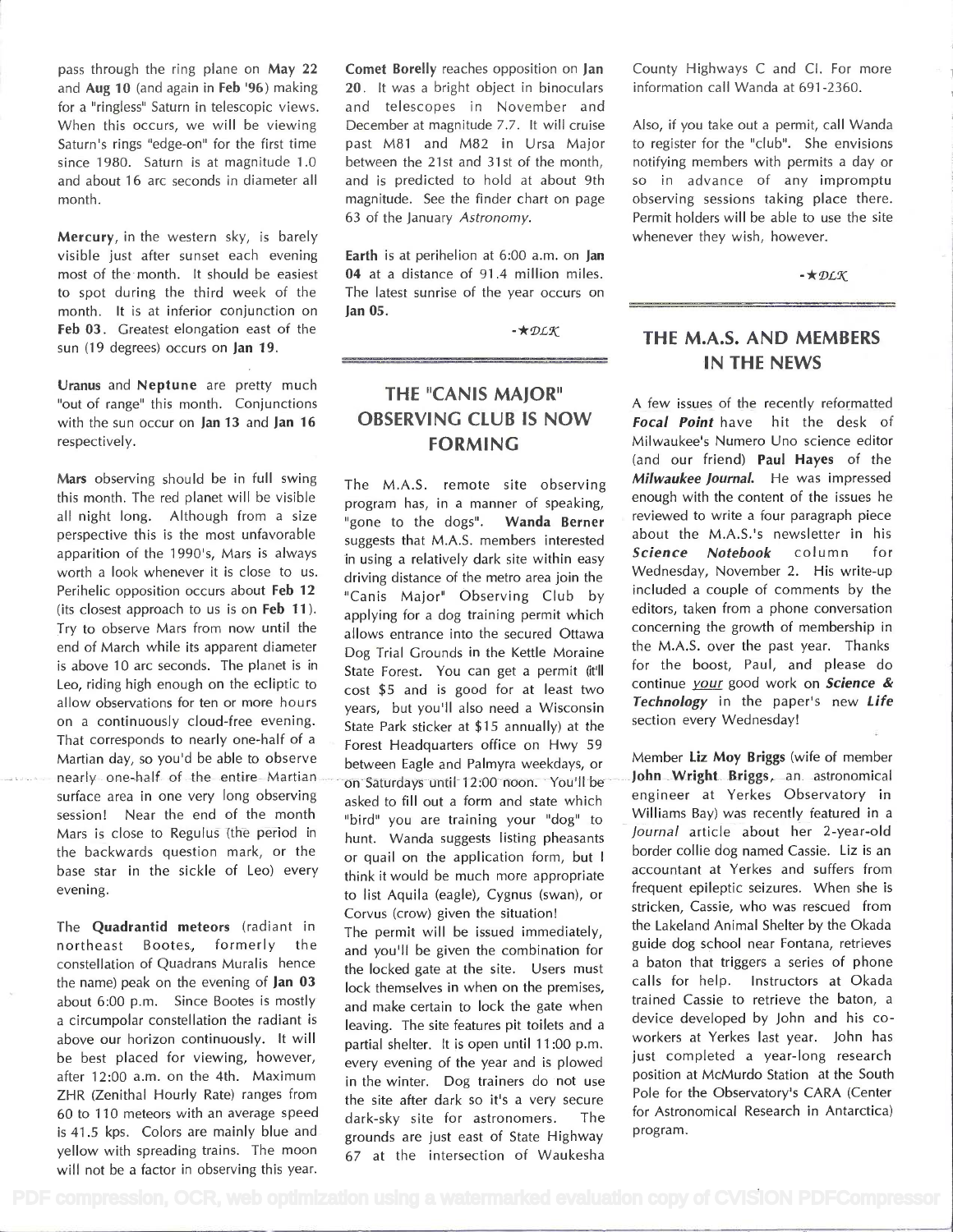pass through the ring plane on **May 22** and **Aug 10** (and again in **Feb '96**) making for a "ringless" Saturn in telescopic views. When this occurs, we will be viewing Saturn's rings "edge-on" for the first time since 1980. Saturn is at magnitude 1.0 and about 16 arc seconds in diameter all month.

**Mercury**, in the western sky, is barely visible just after sunset each evening most of the month. It should be easiest to spot during the third week of the month. It is at inferior conjunction on **Feb 03**. Greatest elongation east of the sun (19 degrees) occurs on **Jan 19**.

**Uranus** and **Neptune** are pretty much "out of range" this month. Conjunctions with the sun occur on **Jan 13** and **Jan 16** respectively.

**Mars** observing should be in full swing this month. The red planet will be visible all night long. Although from a size perspective this is the most unfavorable apparition of the 1990's, Mars is always worth a look whenever it is close to us. Perihelic opposition occurs about **Feb 12** (its closest approach to us is on **Feb 11**). Try to observe Mars from now until the end of March while its apparent diameter is above 10 arc seconds. The planet is in Leo, riding high enough on the ecliptic to allow observations for ten or more hours on a continuously cloud-free evening. That corresponds to nearly one-half of a Martian day, so you'd be able to observe nearly one-half of the entire Martian surface area in one very long observing session! Near the end of the month Mars is close to Regulus (the period in the backwards question mark, or the base star in the sickle of Leo) every evening.

The **Quadrantid meteors** (radiant in northeast Bootes, formerly the constellation of Quadrans Muralis hence the name) peak on the evening of **Jan 03** about 6:00 p.m. Since Bootes is mostly a circumpolar constellation the radiant is above our horizon continuously. It will be best placed for viewing, however, after 12:00 a.m. on the 4th. Maximum ZHR (Zenithal Hourly Rate) ranges from 60 to 110 meteors with an average speed is 41.5 kps. Colors are mainly blue and yellow with spreading trains. The moon will not be a factor in observing this year.

**Comet Borelly** reaches opposition on **Jan 20**. It was a bright object in binoculars and telescopes in November and December at magnitude 7.7. It will cruise past M81 and M82 in Ursa Major between the 21st and 31st of the month, and is predicted to hold at about 9th magnitude. See the finder chart on page 63 of the January *Astronomy*.

**Earth** is at perihelion at 6:00 a.m. on **Jan 04** at a distance of 91.4 million miles. The latest sunrise of the year occurs on **Jan 05**.

-★*DLK*

## THE "CANIS MAJOR" OBSERVING CLUB IS NOW FORMING

The M.A.S. remote site observing program has, in a manner of speaking, "gone to the dogs". **Wanda Berner** suggests that M.A.S. members interested in using a relatively dark site within easy driving distance of the metro area join the "Canis Major" Observing Club by applying for a dog training permit which allows entrance into the secured Ottawa Dog Trial Grounds in the Kettle Moraine State Forest. You can get a permit (it'll cost $5 and is good for at least two years, but you'll also need a Wisconsin State Park sticker at $15 annually) at the Forest Headquarters office on Hwy 59 between Eagle and Palmyra weekdays, or on Saturdays until 12:00 noon. You'll be asked to fill out a form and state which "bird" you are training your "dog" to hunt. Wanda suggests listing pheasants or quail on the application form, but I think it would be much more appropriate to list Aquila (eagle), Cygnus (swan), or Corvus (crow) given the situation!

The permit will be issued immediately, and you'll be given the combination for the locked gate at the site. Users must lock themselves in when on the premises, and make certain to lock the gate when leaving. The site features pit toilets and a partial shelter. It is open until 11:00 p.m. every evening of the year and is plowed in the winter. Dog trainers do not use the site after dark so it's a very secure dark-sky site for astronomers. The grounds are just east of State Highway 67 at the intersection of Waukesha County Highways C and CI. For more information call Wanda at 691-2360.

Also, if you take out a permit, call Wanda to register for the "club". She envisions notifying members with permits a day or so in advance of any impromptu observing sessions taking place there. Permit holders will be able to use the site whenever they wish, however.

-★*DLK*

## THE M.A.S. AND MEMBERS IN THE NEWS

A few issues of the recently reformatted ***Focal Point*** have hit the desk of Milwaukee's Numero Uno science editor (and our friend) **Paul Hayes** of the ***Milwaukee Journal***. He was impressed enough with the content of the issues he reviewed to write a four paragraph piece about the M.A.S.'s newsletter in his ***Science Notebook*** column for Wednesday, November 2. His write-up included a couple of comments by the editors, taken from a phone conversation concerning the growth of membership in the M.A.S. over the past year. Thanks for the boost, Paul, and please do continue your good work on ***Science & Technology*** in the paper's new ***Life*** section every Wednesday!

Member **Liz Moy Briggs** (wife of member **John Wright Briggs**, an astronomical engineer at Yerkes Observatory in Williams Bay) was recently featured in a *Journal* article about her 2-year-old border collie dog named Cassie. Liz is an accountant at Yerkes and suffers from frequent epileptic seizures. When she is stricken, Cassie, who was rescued from the Lakeland Animal Shelter by the Okada guide dog school near Fontana, retrieves a baton that triggers a series of phone calls for help. Instructors at Okada trained Cassie to retrieve the baton, a device developed by John and his co-workers at Yerkes last year. John has just completed a year-long research position at McMurdo Station at the South Pole for the Observatory's CARA (Center for Astronomical Research in Antarctica) program.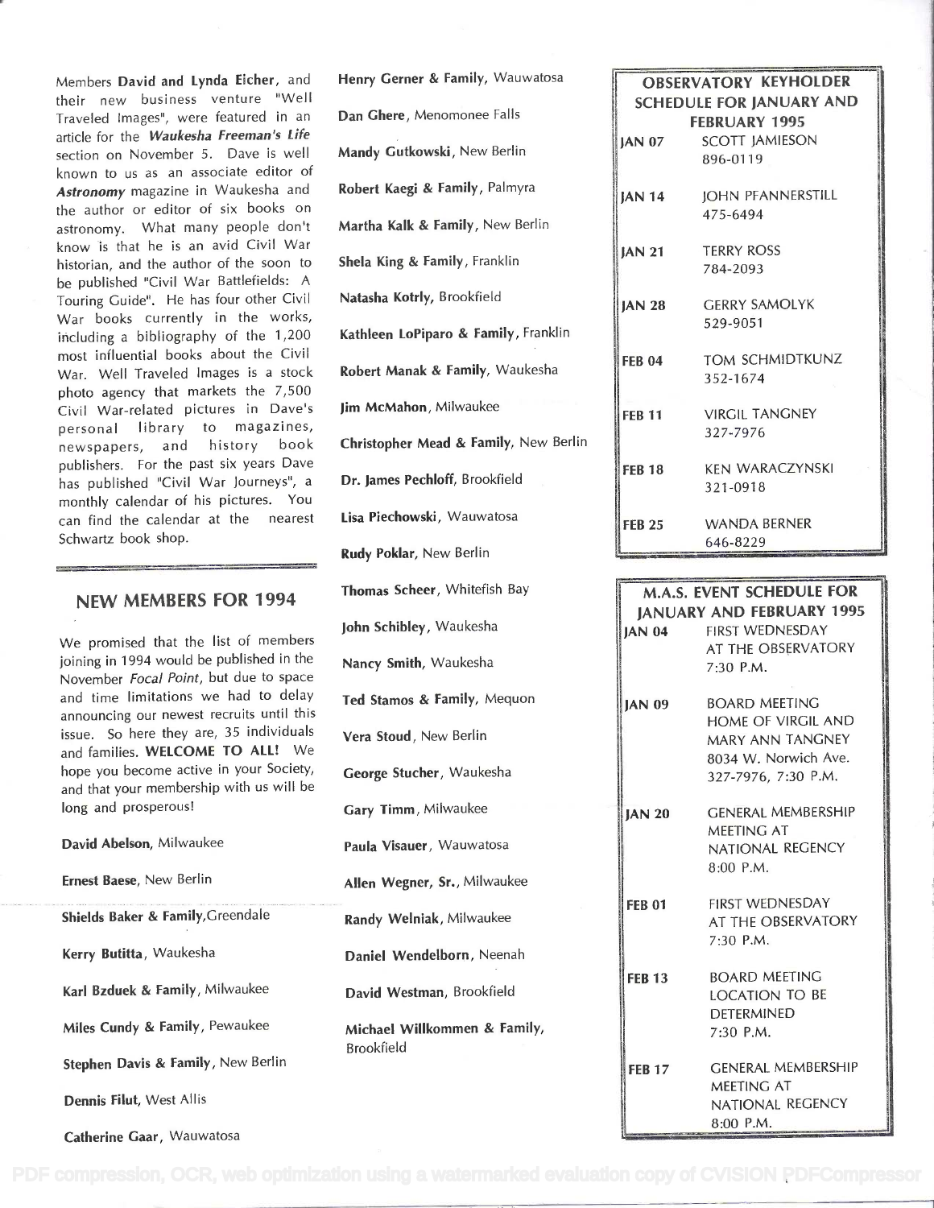Members **David and Lynda Eicher**, and their new business venture "Well Traveled Images", were featured in an article for the ***Waukesha Freeman's Life*** section on November 5. Dave is well known to us as an associate editor of ***Astronomy*** magazine in Waukesha and the author or editor of six books on astronomy. What many people don't know is that he is an avid Civil War historian, and the author of the soon to be published "Civil War Battlefields: A Touring Guide". He has four other Civil War books currently in the works, including a bibliography of the 1,200 most influential books about the Civil War. Well Traveled Images is a stock photo agency that markets the 7,500 Civil War-related pictures in Dave's personal library to magazines, newspapers, and history book publishers. For the past six years Dave has published "Civil War Journeys", a monthly calendar of his pictures. You can find the calendar at the nearest Schwartz book shop.

## NEW MEMBERS FOR 1994

We promised that the list of members joining in 1994 would be published in the November *Focal Point*, but due to space and time limitations we had to delay announcing our newest recruits until this issue. So here they are, 35 individuals and families. **WELCOME TO ALL!** We hope you become active in your Society, and that your membership with us will be long and prosperous!

**David Abelson**, Milwaukee

**Ernest Baese**, New Berlin

**Shields Baker & Family**, Greendale

**Kerry Butitta**, Waukesha

**Karl Bzduek & Family**, Milwaukee

**Miles Cundy & Family**, Pewaukee

**Stephen Davis & Family**, New Berlin

**Dennis Filut**, West Allis

**Catherine Gaar**, Wauwatosa

**Henry Gerner & Family**, Wauwatosa

**Dan Ghere**, Menomonee Falls

**Mandy Gutkowski**, New Berlin

**Robert Kaegi & Family**, Palmyra

**Martha Kalk & Family**, New Berlin

**Shela King & Family**, Franklin

**Natasha Kotrly**, Brookfield

**Kathleen LoPiparo & Family**, Franklin

**Robert Manak & Family**, Waukesha

**Jim McMahon**, Milwaukee

**Christopher Mead & Family**, New Berlin

**Dr. James Pechloff**, Brookfield

**Lisa Piechowski**, Wauwatosa

**Rudy Poklar**, New Berlin

**Thomas Scheer**, Whitefish Bay

**John Schibley**, Waukesha

**Nancy Smith**, Waukesha

**Ted Stamos & Family**, Mequon

**Vera Stoud**, New Berlin

**George Stucher**, Waukesha

**Gary Timm**, Milwaukee

**Paula Visauer**, Wauwatosa

**Allen Wegner, Sr.**, Milwaukee

**Randy Welniak**, Milwaukee

**Daniel Wendelborn**, Neenah

**David Westman**, Brookfield

**Michael Willkommen & Family**, Brookfield

## OBSERVATORY KEYHOLDER SCHEDULE FOR JANUARY AND FEBRUARY 1995

| | |
|---|---|
| JAN 07 | SCOTT JAMIESON 896-0119 |
| JAN 14 | JOHN PFANNERSTILL 475-6494 |
| JAN 21 | TERRY ROSS 784-2093 |
| JAN 28 | GERRY SAMOLYK 529-9051 |
| FEB 04 | TOM SCHMIDTKUNZ 352-1674 |
| FEB 11 | VIRGIL TANGNEY 327-7976 |
| FEB 18 | KEN WARACZYNSKI 321-0918 |
| FEB 25 | WANDA BERNER 646-8229 |

## M.A.S. EVENT SCHEDULE FOR JANUARY AND FEBRUARY 1995

| | |
|---|---|
| JAN 04 | FIRST WEDNESDAY AT THE OBSERVATORY 7:30 P.M. |
| JAN 09 | BOARD MEETING HOME OF VIRGIL AND MARY ANN TANGNEY 8034 W. Norwich Ave. 327-7976, 7:30 P.M. |
| JAN 20 | GENERAL MEMBERSHIP MEETING AT NATIONAL REGENCY 8:00 P.M. |
| FEB 01 | FIRST WEDNESDAY AT THE OBSERVATORY 7:30 P.M. |
| FEB 13 | BOARD MEETING LOCATION TO BE DETERMINED 7:30 P.M. |
| FEB 17 | GENERAL MEMBERSHIP MEETING AT NATIONAL REGENCY 8:00 P.M. |